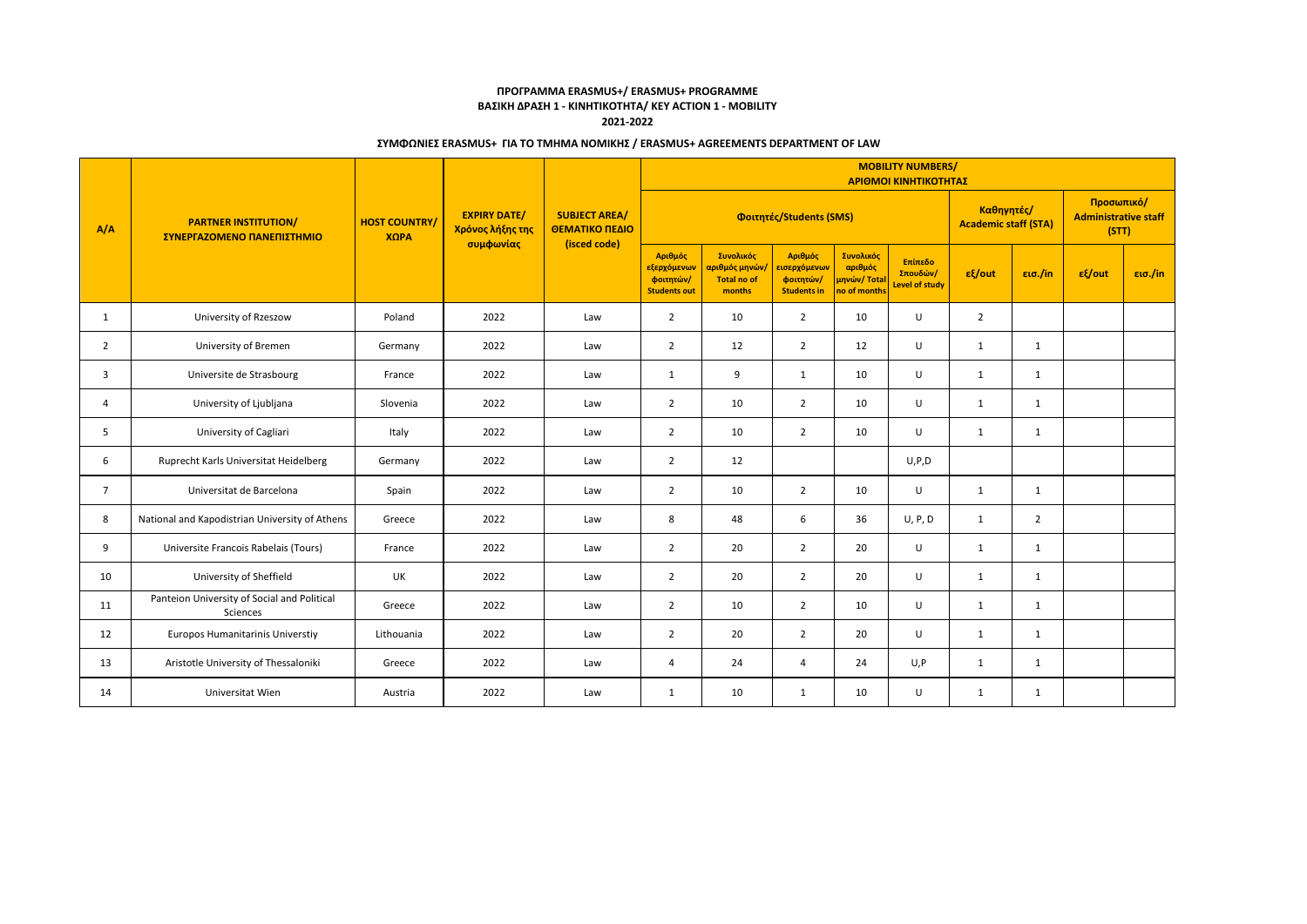**ΠΡΟΓΡΑΜΜΑ ERASMUS+/ ERASMUS+ PROGRAMME**
**ΒΑΣΙΚΗ ΔΡΑΣΗ 1 - ΚΙΝΗΤΙΚΟΤΗΤΑ/ KEY ACTION 1 - MOBILITY**
**2021-2022**

## ΣΥΜΦΩΝΙΕΣ ERASMUS+ ΓΙΑ ΤΟ ΤΜΗΜΑ ΝΟΜΙΚΗΣ / ERASMUS+ AGREEMENTS DEPARTMENT OF LAW

| A/A | PARTNER INSTITUTION/ ΣΥΝΕΡΓΑΖΟΜΕΝΟ ΠΑΝΕΠΙΣΤΗΜΙΟ | HOST COUNTRY/ ΧΩΡΑ | EXPIRY DATE/ Χρόνος λήξης της συμφωνίας | SUBJECT AREA/ ΘΕΜΑΤΙΚΟ ΠΕΔΙΟ (isced code) | MOBILITY NUMBERS/ ΑΡΙΘΜΟΙ ΚΙΝΗΤΙΚΟΤΗΤΑΣ | | | | | | | | |
|---|---|---|---|---|---|---|---|---|---|---|---|---|---|
| | | | | | Φοιτητές/Students (SMS) | | | | | Καθηγητές/ Academic staff (STA) | | Προσωπικό/ Administrative staff (STT) | |
| | | | | | Αριθμός εξερχόμενων φοιτητών/ Students out | Συνολικός αριθμός μηνών/ Total no of months | Αριθμός εισερχόμενων φοιτητών/ Students in | Συνολικός αριθμός μηνών/ Total no of months | Επίπεδο Σπουδών/ Level of study | εξ/out | εισ./in | εξ/out | εισ./in |
| 1 | University of Rzeszow | Poland | 2022 | Law | 2 | 10 | 2 | 10 | U | 2 | | | |
| 2 | University of Bremen | Germany | 2022 | Law | 2 | 12 | 2 | 12 | U | 1 | 1 | | |
| 3 | Universite de Strasbourg | France | 2022 | Law | 1 | 9 | 1 | 10 | U | 1 | 1 | | |
| 4 | University of Ljubljana | Slovenia | 2022 | Law | 2 | 10 | 2 | 10 | U | 1 | 1 | | |
| 5 | University of Cagliari | Italy | 2022 | Law | 2 | 10 | 2 | 10 | U | 1 | 1 | | |
| 6 | Ruprecht Karls Universitat Heidelberg | Germany | 2022 | Law | 2 | 12 | | | U,P,D | | | | |
| 7 | Universitat de Barcelona | Spain | 2022 | Law | 2 | 10 | 2 | 10 | U | 1 | 1 | | |
| 8 | National and Kapodistrian University of Athens | Greece | 2022 | Law | 8 | 48 | 6 | 36 | U, P, D | 1 | 2 | | |
| 9 | Universite Francois Rabelais (Tours) | France | 2022 | Law | 2 | 20 | 2 | 20 | U | 1 | 1 | | |
| 10 | University of Sheffield | UK | 2022 | Law | 2 | 20 | 2 | 20 | U | 1 | 1 | | |
| 11 | Panteion University of Social and Political Sciences | Greece | 2022 | Law | 2 | 10 | 2 | 10 | U | 1 | 1 | | |
| 12 | Europos Humanitarinis Universtiy | Lithouania | 2022 | Law | 2 | 20 | 2 | 20 | U | 1 | 1 | | |
| 13 | Aristotle University of Thessaloniki | Greece | 2022 | Law | 4 | 24 | 4 | 24 | U,P | 1 | 1 | | |
| 14 | Universitat Wien | Austria | 2022 | Law | 1 | 10 | 1 | 10 | U | 1 | 1 | | |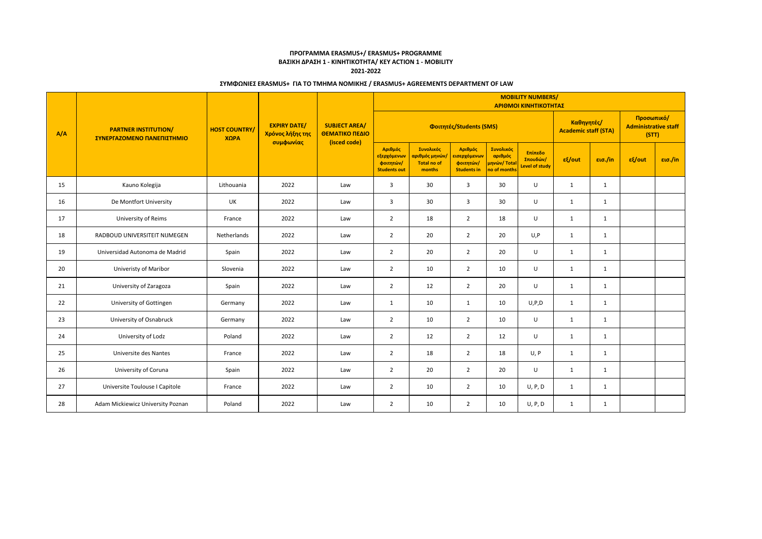**ΠΡΟΓΡΑΜΜΑ ERASMUS+/ ERASMUS+ PROGRAMME**
**ΒΑΣΙΚΗ ΔΡΑΣΗ 1 - ΚΙΝΗΤΙΚΟΤΗΤΑ/ KEY ACTION 1 - MOBILITY**
**2021-2022**

**ΣΥΜΦΩΝΙΕΣ ERASMUS+ ΓΙΑ ΤΟ ΤΜΗΜΑ ΝΟΜΙΚΗΣ / ERASMUS+ AGREEMENTS DEPARTMENT OF LAW**

| A/A | PARTNER INSTITUTION/ ΣΥΝΕΡΓΑΖΟΜΕΝΟ ΠΑΝΕΠΙΣΤΗΜΙΟ | HOST COUNTRY/ ΧΩΡΑ | EXPIRY DATE/ Χρόνος λήξης της συμφωνίας | SUBJECT AREA/ ΘΕΜΑΤΙΚΟ ΠΕΔΙΟ (isced code) | MOBILITY NUMBERS/ ΑΡΙΘΜΟΙ ΚΙΝΗΤΙΚΟΤΗΤΑΣ | | | | | | | | |
|---|---|---|---|---|---|---|---|---|---|---|---|---|---|
| | | | | | Φοιτητές/Students (SMS) | | | | | Καθηγητές/ Academic staff (STA) | | Προσωπικό/ Administrative staff (STT) | |
| | | | | | Αριθμός εξερχόμενων φοιτητών/ Students out | Συνολικός αριθμός μηνών/ Total no of months | Αριθμός εισερχόμενων φοιτητών/ Students in | Συνολικός αριθμός μηνών/ Total no of months | Επίπεδο Σπουδών/ Level of study | εξ/out | εισ./in | εξ/out | εισ./in |
| 15 | Kauno Kolegija | Lithouania | 2022 | Law | 3 | 30 | 3 | 30 | U | 1 | 1 | | |
| 16 | De Montfort University | UK | 2022 | Law | 3 | 30 | 3 | 30 | U | 1 | 1 | | |
| 17 | University of Reims | France | 2022 | Law | 2 | 18 | 2 | 18 | U | 1 | 1 | | |
| 18 | RADBOUD UNIVERSITEIT NIJMEGEN | Netherlands | 2022 | Law | 2 | 20 | 2 | 20 | U,P | 1 | 1 | | |
| 19 | Universidad Autonoma de Madrid | Spain | 2022 | Law | 2 | 20 | 2 | 20 | U | 1 | 1 | | |
| 20 | Univeristy of Maribor | Slovenia | 2022 | Law | 2 | 10 | 2 | 10 | U | 1 | 1 | | |
| 21 | University of Zaragoza | Spain | 2022 | Law | 2 | 12 | 2 | 20 | U | 1 | 1 | | |
| 22 | University of Gottingen | Germany | 2022 | Law | 1 | 10 | 1 | 10 | U,P,D | 1 | 1 | | |
| 23 | University of Osnabruck | Germany | 2022 | Law | 2 | 10 | 2 | 10 | U | 1 | 1 | | |
| 24 | University of Lodz | Poland | 2022 | Law | 2 | 12 | 2 | 12 | U | 1 | 1 | | |
| 25 | Universite des Nantes | France | 2022 | Law | 2 | 18 | 2 | 18 | U, P | 1 | 1 | | |
| 26 | University of Coruna | Spain | 2022 | Law | 2 | 20 | 2 | 20 | U | 1 | 1 | | |
| 27 | Universite Toulouse I Capitole | France | 2022 | Law | 2 | 10 | 2 | 10 | U, P, D | 1 | 1 | | |
| 28 | Adam Mickiewicz University Poznan | Poland | 2022 | Law | 2 | 10 | 2 | 10 | U, P, D | 1 | 1 | | |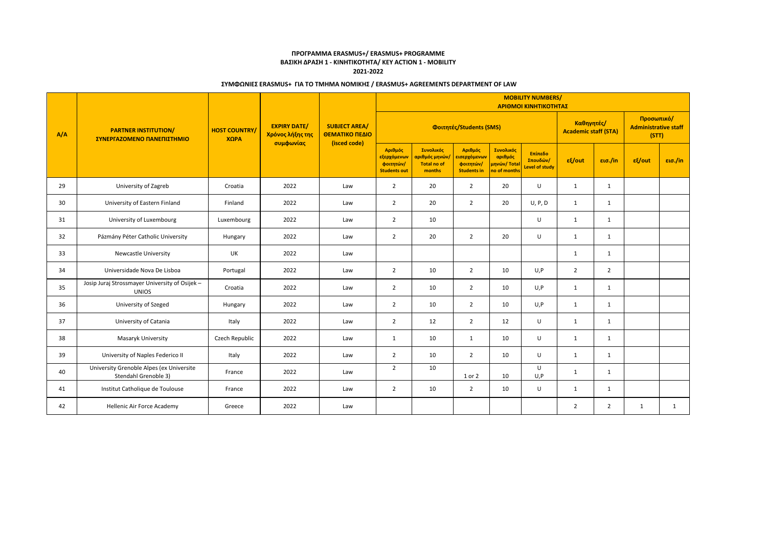**ΠΡΟΓΡΑΜΜΑ ERASMUS+/ ERASMUS+ PROGRAMME**
**ΒΑΣΙΚΗ ΔΡΑΣΗ 1 - ΚΙΝΗΤΙΚΟΤΗΤΑ/ KEY ACTION 1 - MOBILITY**
**2021-2022**

**ΣΥΜΦΩΝΙΕΣ ERASMUS+ ΓΙΑ ΤΟ ΤΜΗΜΑ ΝΟΜΙΚΗΣ / ERASMUS+ AGREEMENTS DEPARTMENT OF LAW**

| A/A | PARTNER INSTITUTION/ ΣΥΝΕΡΓΑΖΟΜΕΝΟ ΠΑΝΕΠΙΣΤΗΜΙΟ | HOST COUNTRY/ ΧΩΡΑ | EXPIRY DATE/ Χρόνος λήξης της συμφωνίας | SUBJECT AREA/ ΘΕΜΑΤΙΚΟ ΠΕΔΙΟ (isced code) | MOBILITY NUMBERS/ ΑΡΙΘΜΟΙ ΚΙΝΗΤΙΚΟΤΗΤΑΣ | | | | | | | | |
|---|---|---|---|---|---|---|---|---|---|---|---|---|---|
| | | | | | Φοιτητές/Students (SMS) | | | | | Καθηγητές/ Academic staff (STA) | | Προσωπικό/ Administrative staff (STT) | |
| | | | | | Αριθμός εξερχόμενων φοιτητών/ Students out | Συνολικός αριθμός μηνών/ Total no of months | Αριθμός εισερχόμενων φοιτητών/ Students in | Συνολικός αριθμός μηνών/ Total no of months | Επίπεδο Σπουδών/ Level of study | εξ/out | εισ./in | εξ/out | εισ./in |
| 29 | University of Zagreb | Croatia | 2022 | Law | 2 | 20 | 2 | 20 | U | 1 | 1 | | |
| 30 | University of Eastern Finland | Finland | 2022 | Law | 2 | 20 | 2 | 20 | U, P, D | 1 | 1 | | |
| 31 | University of Luxembourg | Luxembourg | 2022 | Law | 2 | 10 | | | U | 1 | 1 | | |
| 32 | Pázmány Péter Catholic University | Hungary | 2022 | Law | 2 | 20 | 2 | 20 | U | 1 | 1 | | |
| 33 | Newcastle University | UK | 2022 | Law | | | | | | 1 | 1 | | |
| 34 | Universidade Nova De Lisboa | Portugal | 2022 | Law | 2 | 10 | 2 | 10 | U,P | 2 | 2 | | |
| 35 | Josip Juraj Strossmayer University of Osijek – UNIOS | Croatia | 2022 | Law | 2 | 10 | 2 | 10 | U,P | 1 | 1 | | |
| 36 | University of Szeged | Hungary | 2022 | Law | 2 | 10 | 2 | 10 | U,P | 1 | 1 | | |
| 37 | University of Catania | Italy | 2022 | Law | 2 | 12 | 2 | 12 | U | 1 | 1 | | |
| 38 | Masaryk University | Czech Republic | 2022 | Law | 1 | 10 | 1 | 10 | U | 1 | 1 | | |
| 39 | University of Naples Federico II | Italy | 2022 | Law | 2 | 10 | 2 | 10 | U | 1 | 1 | | |
| 40 | University Grenoble Alpes (ex Universite Stendahl Grenoble 3) | France | 2022 | Law | 2 | 10 | 1 or 2 | 10 | U U,P | 1 | 1 | | |
| 41 | Institut Catholique de Toulouse | France | 2022 | Law | 2 | 10 | 2 | 10 | U | 1 | 1 | | |
| 42 | Hellenic Air Force Academy | Greece | 2022 | Law | | | | | | 2 | 2 | 1 | 1 |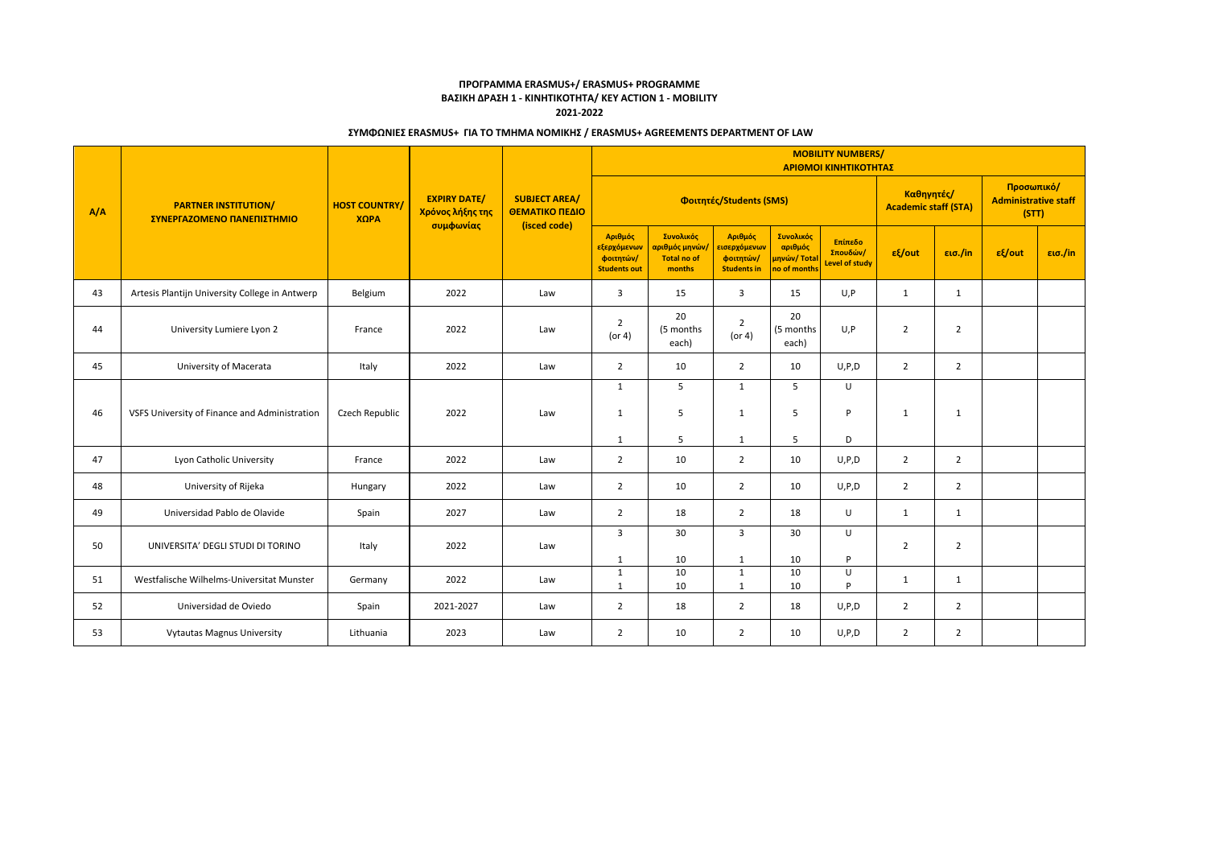**ΠΡΟΓΡΑΜΜΑ ERASMUS+/ ERASMUS+ PROGRAMME**

**ΒΑΣΙΚΗ ΔΡΑΣΗ 1 - ΚΙΝΗΤΙΚΟΤΗΤΑ/ KEY ACTION 1 - MOBILITY**

**2021-2022**

**ΣΥΜΦΩΝΙΕΣ ERASMUS+ ΓΙΑ ΤΟ ΤΜΗΜΑ ΝΟΜΙΚΗΣ / ERASMUS+ AGREEMENTS DEPARTMENT OF LAW**

| A/A | PARTNER INSTITUTION/ ΣΥΝΕΡΓΑΖΟΜΕΝΟ ΠΑΝΕΠΙΣΤΗΜΙΟ | HOST COUNTRY/ ΧΩΡΑ | EXPIRY DATE/ Χρόνος λήξης της συμφωνίας | SUBJECT AREA/ ΘΕΜΑΤΙΚΟ ΠΕΔΙΟ (isced code) | MOBILITY NUMBERS/ ΑΡΙΘΜΟΙ ΚΙΝΗΤΙΚΟΤΗΤΑΣ | | | | | | | | |
|---|---|---|---|---|---|---|---|---|---|---|---|---|---|
| | | | | | Φοιτητές/Students (SMS) | | | | | Καθηγητές/ Academic staff (STA) | | Προσωπικό/ Administrative staff (STT) | |
| | | | | | Αριθμός εξερχόμενων φοιτητών/ Students out | Συνολικός αριθμός μηνών/ Total no of months | Αριθμός εισερχόμενων φοιτητών/ Students in | Συνολικός αριθμός μηνών/ Total no of months | Επίπεδο Σπουδών/ Level of study | εξ/out | εισ./in | εξ/out | εισ./in |
| 43 | Artesis Plantijn University College in Antwerp | Belgium | 2022 | Law | 3 | 15 | 3 | 15 | U,P | 1 | 1 | | |
| 44 | University Lumiere Lyon 2 | France | 2022 | Law | 2 (or 4) | 20 (5 months each) | 2 (or 4) | 20 (5 months each) | U,P | 2 | 2 | | |
| 45 | University of Macerata | Italy | 2022 | Law | 2 | 10 | 2 | 10 | U,P,D | 2 | 2 | | |
| 46 | VSFS University of Finance and Administration | Czech Republic | 2022 | Law | 1<br>1<br>1 | 5<br>5<br>5 | 1<br>1<br>1 | 5<br>5<br>5 | U<br>P<br>D | 1 | 1 | | |
| 47 | Lyon Catholic University | France | 2022 | Law | 2 | 10 | 2 | 10 | U,P,D | 2 | 2 | | |
| 48 | University of Rijeka | Hungary | 2022 | Law | 2 | 10 | 2 | 10 | U,P,D | 2 | 2 | | |
| 49 | Universidad Pablo de Olavide | Spain | 2027 | Law | 2 | 18 | 2 | 18 | U | 1 | 1 | | |
| 50 | UNIVERSITA' DEGLI STUDI DI TORINO | Italy | 2022 | Law | 3<br>1 | 30<br>10 | 3<br>1 | 30<br>10 | U<br>P | 2 | 2 | | |
| 51 | Westfalische Wilhelms-Universitat Munster | Germany | 2022 | Law | 1<br>1 | 10<br>10 | 1<br>1 | 10<br>10 | U<br>P | 1 | 1 | | |
| 52 | Universidad de Oviedo | Spain | 2021-2027 | Law | 2 | 18 | 2 | 18 | U,P,D | 2 | 2 | | |
| 53 | Vytautas Magnus University | Lithuania | 2023 | Law | 2 | 10 | 2 | 10 | U,P,D | 2 | 2 | | |